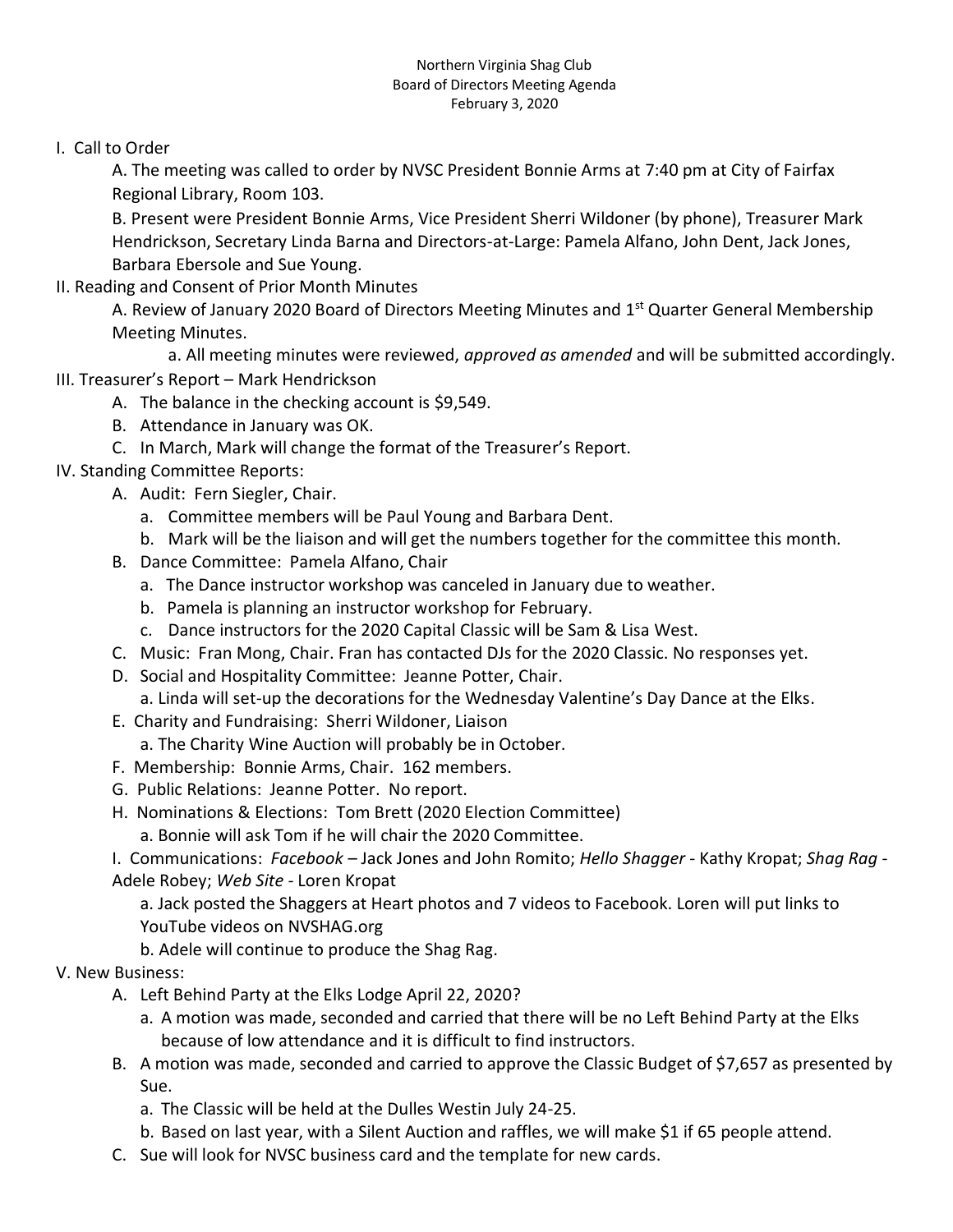Northern Virginia Shag Club
Board of Directors Meeting Agenda
February 3, 2020

I. Call to Order

A. The meeting was called to order by NVSC President Bonnie Arms at 7:40 pm at City of Fairfax Regional Library, Room 103.

B. Present were President Bonnie Arms, Vice President Sherri Wildoner (by phone), Treasurer Mark Hendrickson, Secretary Linda Barna and Directors-at-Large: Pamela Alfano, John Dent, Jack Jones, Barbara Ebersole and Sue Young.

II. Reading and Consent of Prior Month Minutes

A. Review of January 2020 Board of Directors Meeting Minutes and 1st Quarter General Membership Meeting Minutes.

a. All meeting minutes were reviewed, *approved as amended* and will be submitted accordingly.

III. Treasurer's Report – Mark Hendrickson

A. The balance in the checking account is $9,549.

B. Attendance in January was OK.

C. In March, Mark will change the format of the Treasurer's Report.

IV. Standing Committee Reports:

A. Audit: Fern Siegler, Chair.

a. Committee members will be Paul Young and Barbara Dent.

b. Mark will be the liaison and will get the numbers together for the committee this month.

B. Dance Committee: Pamela Alfano, Chair

a. The Dance instructor workshop was canceled in January due to weather.

b. Pamela is planning an instructor workshop for February.

c. Dance instructors for the 2020 Capital Classic will be Sam & Lisa West.

C. Music: Fran Mong, Chair. Fran has contacted DJs for the 2020 Classic. No responses yet.

D. Social and Hospitality Committee: Jeanne Potter, Chair.

a. Linda will set-up the decorations for the Wednesday Valentine's Day Dance at the Elks.

E. Charity and Fundraising: Sherri Wildoner, Liaison

a. The Charity Wine Auction will probably be in October.

F. Membership: Bonnie Arms, Chair. 162 members.

G. Public Relations: Jeanne Potter. No report.

H. Nominations & Elections: Tom Brett (2020 Election Committee)

a. Bonnie will ask Tom if he will chair the 2020 Committee.

I. Communications: *Facebook* – Jack Jones and John Romito; *Hello Shagger* - Kathy Kropat; *Shag Rag* - Adele Robey; *Web Site* - Loren Kropat

a. Jack posted the Shaggers at Heart photos and 7 videos to Facebook. Loren will put links to YouTube videos on NVSHAG.org

b. Adele will continue to produce the Shag Rag.

V. New Business:

A. Left Behind Party at the Elks Lodge April 22, 2020?

a. A motion was made, seconded and carried that there will be no Left Behind Party at the Elks because of low attendance and it is difficult to find instructors.

B. A motion was made, seconded and carried to approve the Classic Budget of $7,657 as presented by Sue.

a. The Classic will be held at the Dulles Westin July 24-25.

b. Based on last year, with a Silent Auction and raffles, we will make $1 if 65 people attend.

C. Sue will look for NVSC business card and the template for new cards.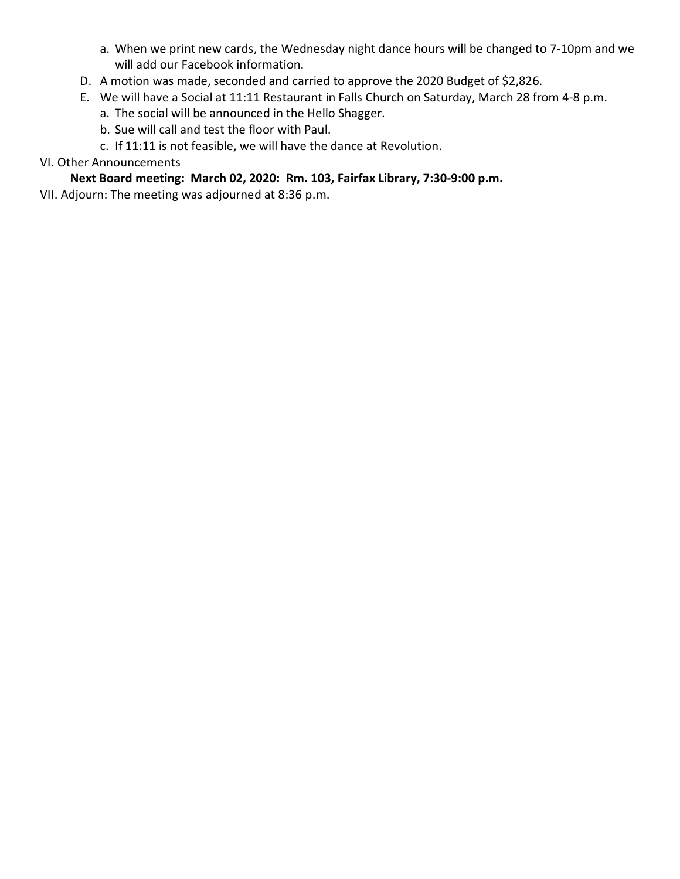a. When we print new cards, the Wednesday night dance hours will be changed to 7-10pm and we will add our Facebook information.

D. A motion was made, seconded and carried to approve the 2020 Budget of $2,826.

E. We will have a Social at 11:11 Restaurant in Falls Church on Saturday, March 28 from 4-8 p.m.
   a. The social will be announced in the Hello Shagger.
   b. Sue will call and test the floor with Paul.
   c. If 11:11 is not feasible, we will have the dance at Revolution.

VI. Other Announcements

**Next Board meeting: March 02, 2020: Rm. 103, Fairfax Library, 7:30-9:00 p.m.**

VII. Adjourn: The meeting was adjourned at 8:36 p.m.